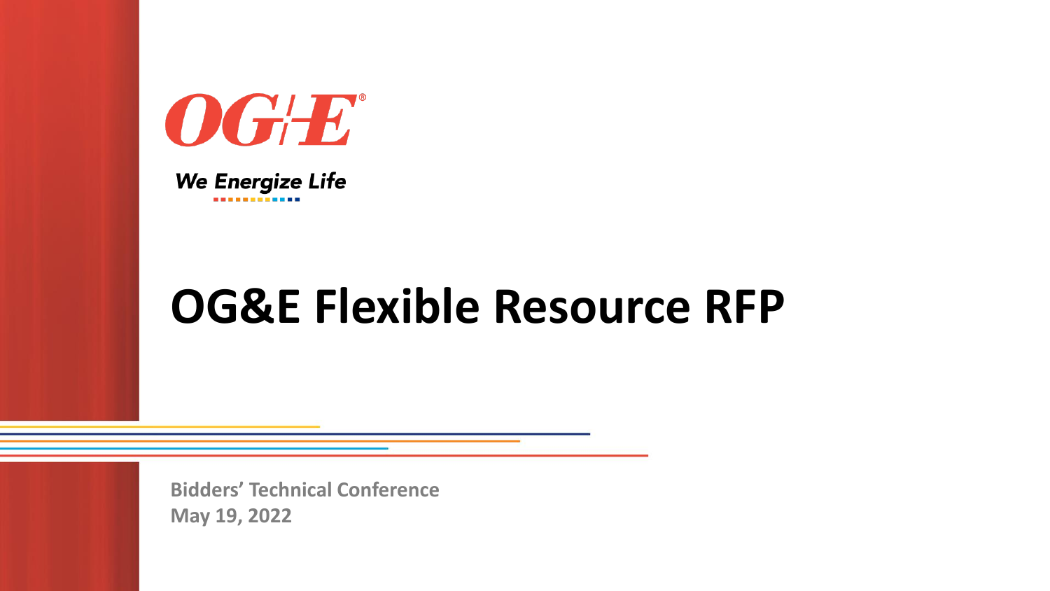OG&E

*We Energize Life*

# OG&E Flexible Resource RFP

**Bidders' Technical Conference**
**May 19, 2022**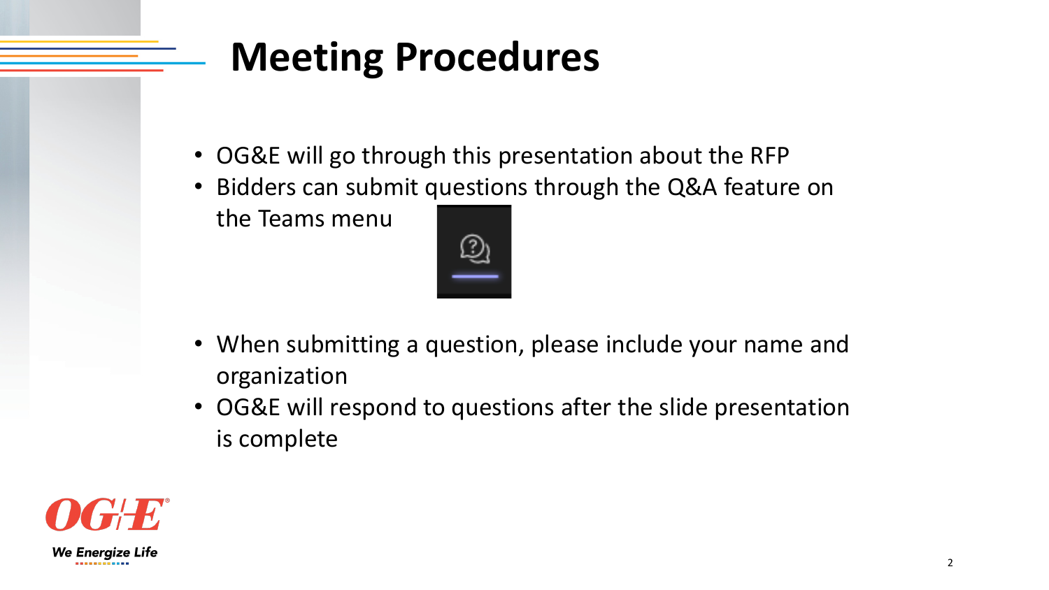# Meeting Procedures

- OG&E will go through this presentation about the RFP
- Bidders can submit questions through the Q&A feature on the Teams menu
- When submitting a question, please include your name and organization
- OG&E will respond to questions after the slide presentation is complete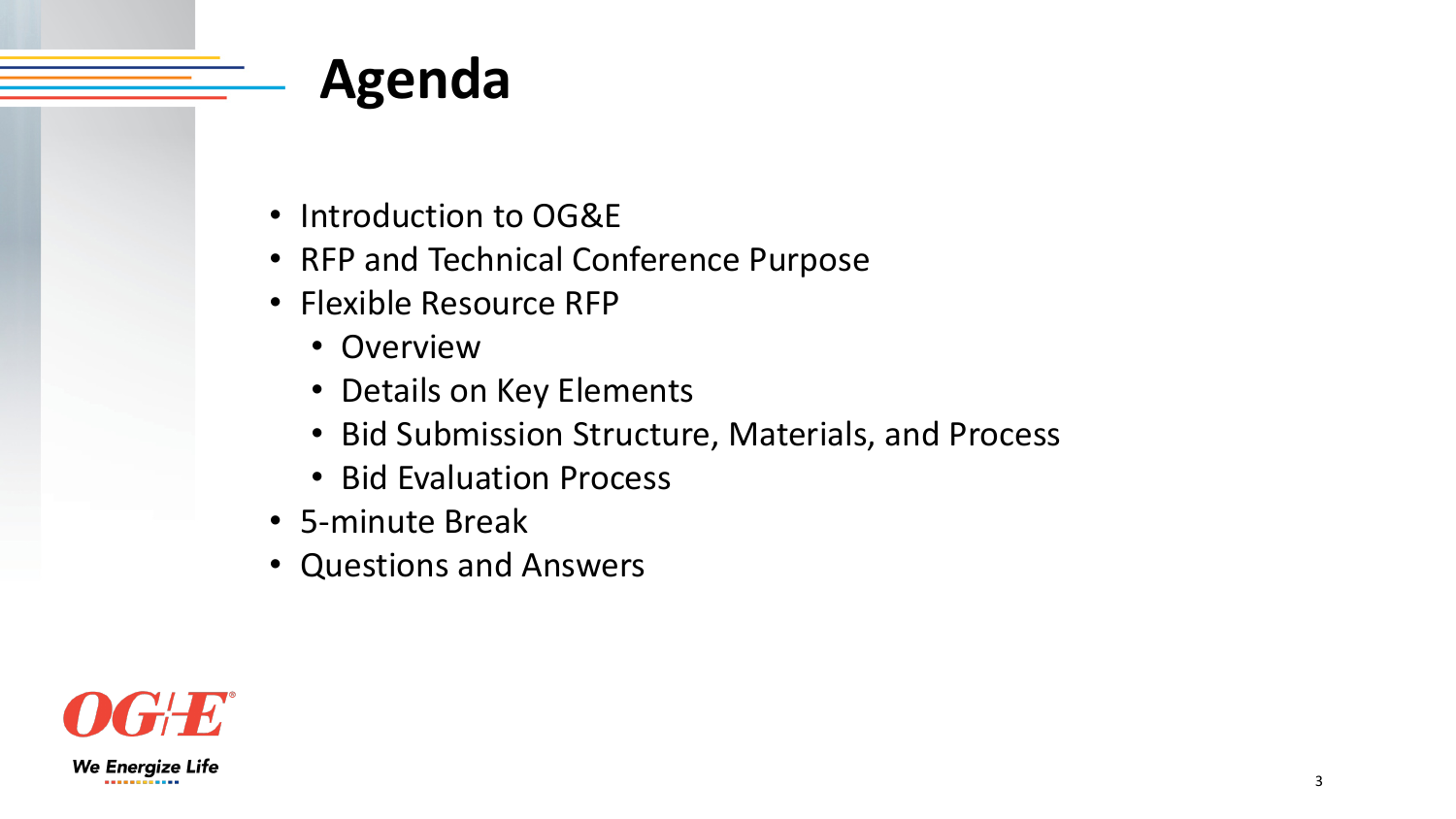# Agenda

- Introduction to OG&E
- RFP and Technical Conference Purpose
- Flexible Resource RFP
  - Overview
  - Details on Key Elements
  - Bid Submission Structure, Materials, and Process
  - Bid Evaluation Process
- 5-minute Break
- Questions and Answers

OG&E

We Energize Life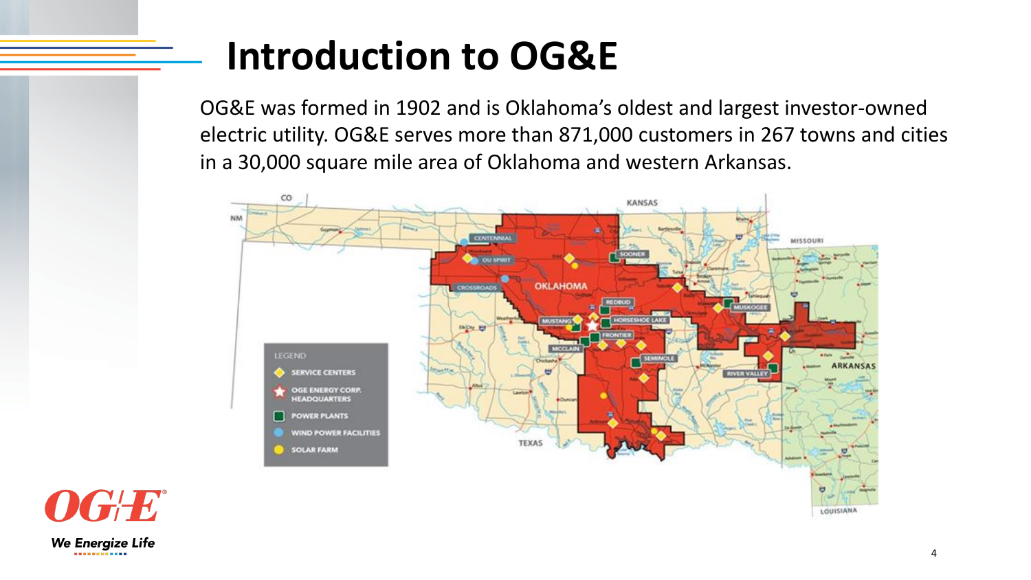# Introduction to OG&E

OG&E was formed in 1902 and is Oklahoma's oldest and largest investor-owned electric utility. OG&E serves more than 871,000 customers in 267 towns and cities in a 30,000 square mile area of Oklahoma and western Arkansas.

LEGEND

- SERVICE CENTERS
- OGE ENERGY CORP. HEADQUARTERS
- POWER PLANTS
- WIND POWER FACILITIES
- SOLAR FARM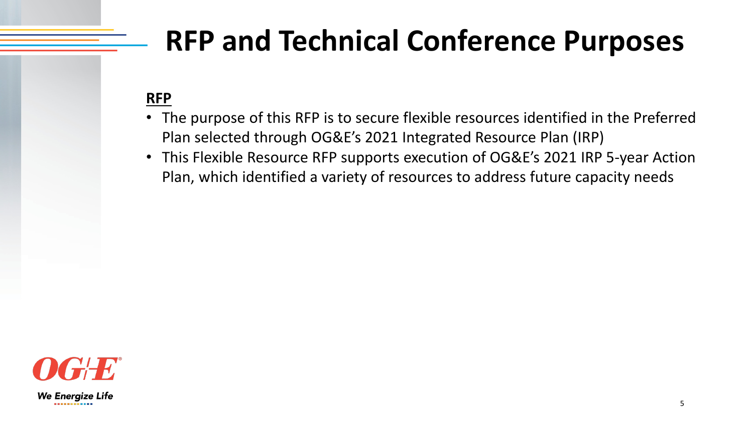# RFP and Technical Conference Purposes

**RFP**

- The purpose of this RFP is to secure flexible resources identified in the Preferred Plan selected through OG&E's 2021 Integrated Resource Plan (IRP)
- This Flexible Resource RFP supports execution of OG&E's 2021 IRP 5-year Action Plan, which identified a variety of resources to address future capacity needs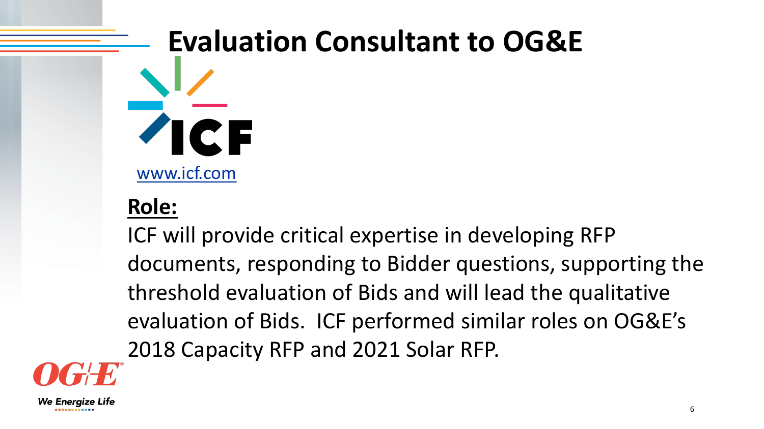# Evaluation Consultant to OG&E

www.icf.com

**Role:**

ICF will provide critical expertise in developing RFP documents, responding to Bidder questions, supporting the threshold evaluation of Bids and will lead the qualitative evaluation of Bids. ICF performed similar roles on OG&E's 2018 Capacity RFP and 2021 Solar RFP.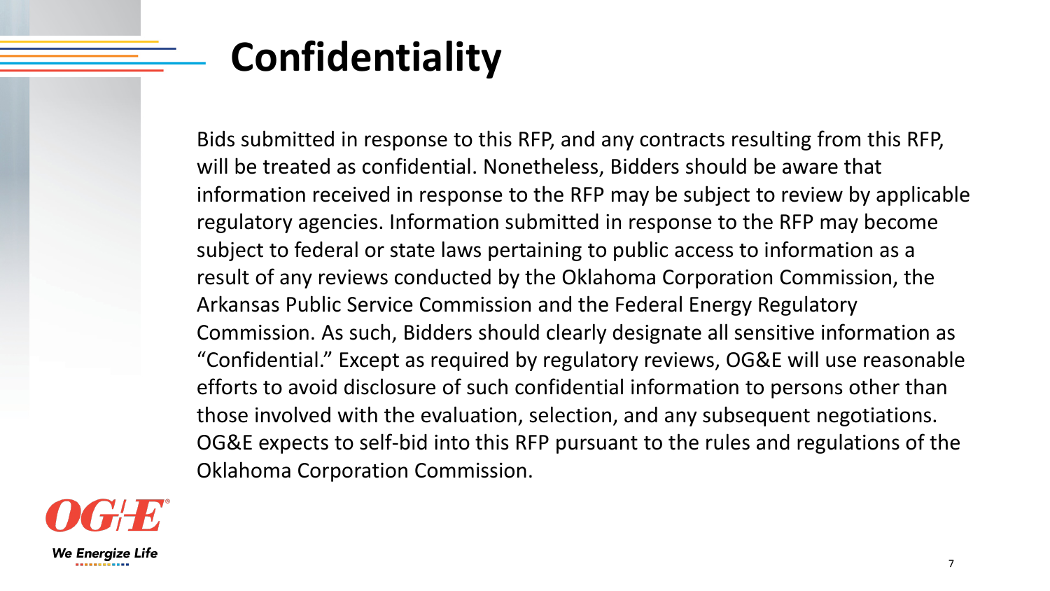# Confidentiality

Bids submitted in response to this RFP, and any contracts resulting from this RFP, will be treated as confidential. Nonetheless, Bidders should be aware that information received in response to the RFP may be subject to review by applicable regulatory agencies. Information submitted in response to the RFP may become subject to federal or state laws pertaining to public access to information as a result of any reviews conducted by the Oklahoma Corporation Commission, the Arkansas Public Service Commission and the Federal Energy Regulatory Commission. As such, Bidders should clearly designate all sensitive information as "Confidential." Except as required by regulatory reviews, OG&E will use reasonable efforts to avoid disclosure of such confidential information to persons other than those involved with the evaluation, selection, and any subsequent negotiations. OG&E expects to self-bid into this RFP pursuant to the rules and regulations of the Oklahoma Corporation Commission.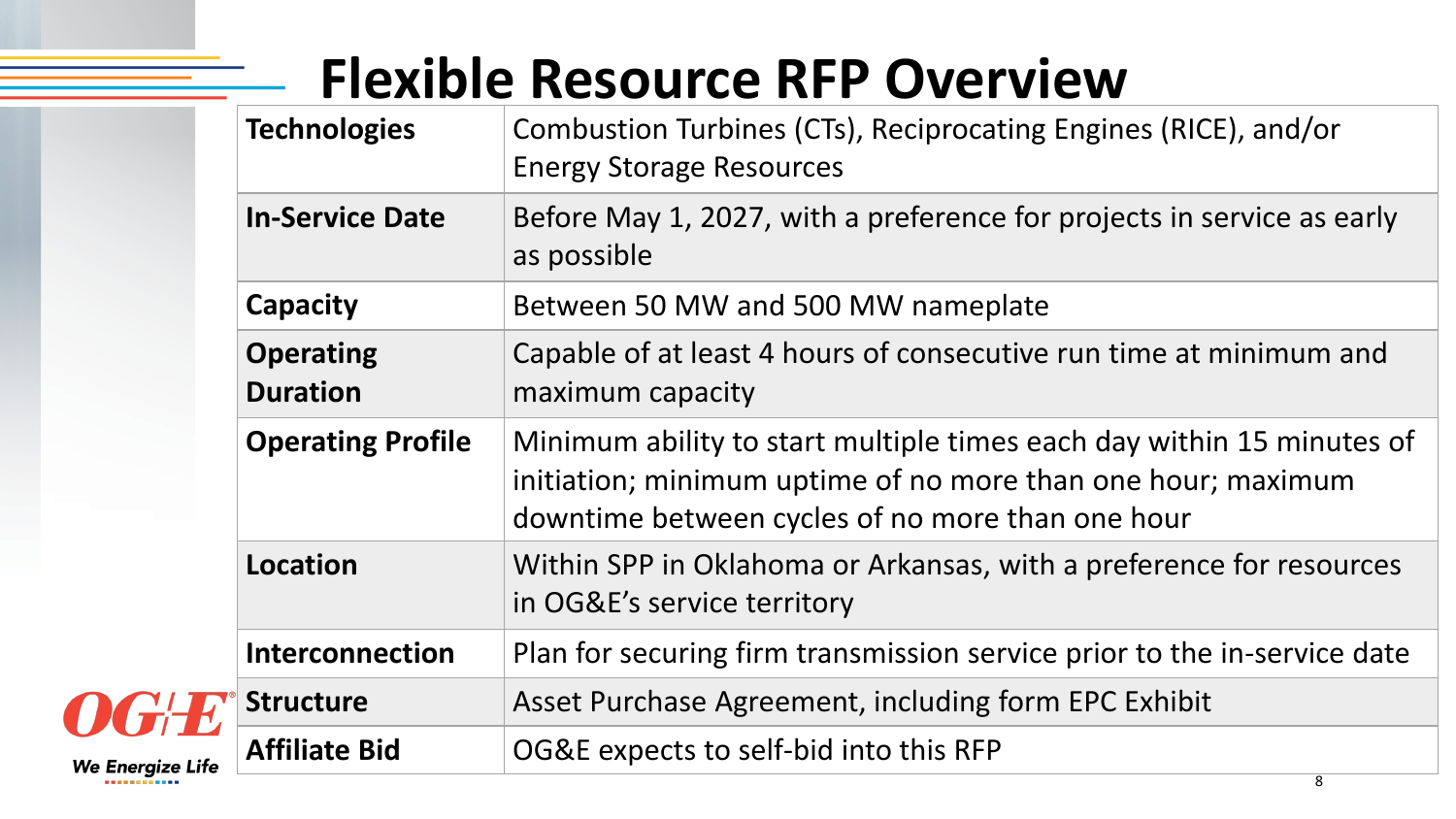# Flexible Resource RFP Overview

| | |
|---|---|
| **Technologies** | Combustion Turbines (CTs), Reciprocating Engines (RICE), and/or Energy Storage Resources |
| **In-Service Date** | Before May 1, 2027, with a preference for projects in service as early as possible |
| **Capacity** | Between 50 MW and 500 MW nameplate |
| **Operating Duration** | Capable of at least 4 hours of consecutive run time at minimum and maximum capacity |
| **Operating Profile** | Minimum ability to start multiple times each day within 15 minutes of initiation; minimum uptime of no more than one hour; maximum downtime between cycles of no more than one hour |
| **Location** | Within SPP in Oklahoma or Arkansas, with a preference for resources in OG&E's service territory |
| **Interconnection** | Plan for securing firm transmission service prior to the in-service date |
| **Structure** | Asset Purchase Agreement, including form EPC Exhibit |
| **Affiliate Bid** | OG&E expects to self-bid into this RFP |

OG&E
*We Energize Life*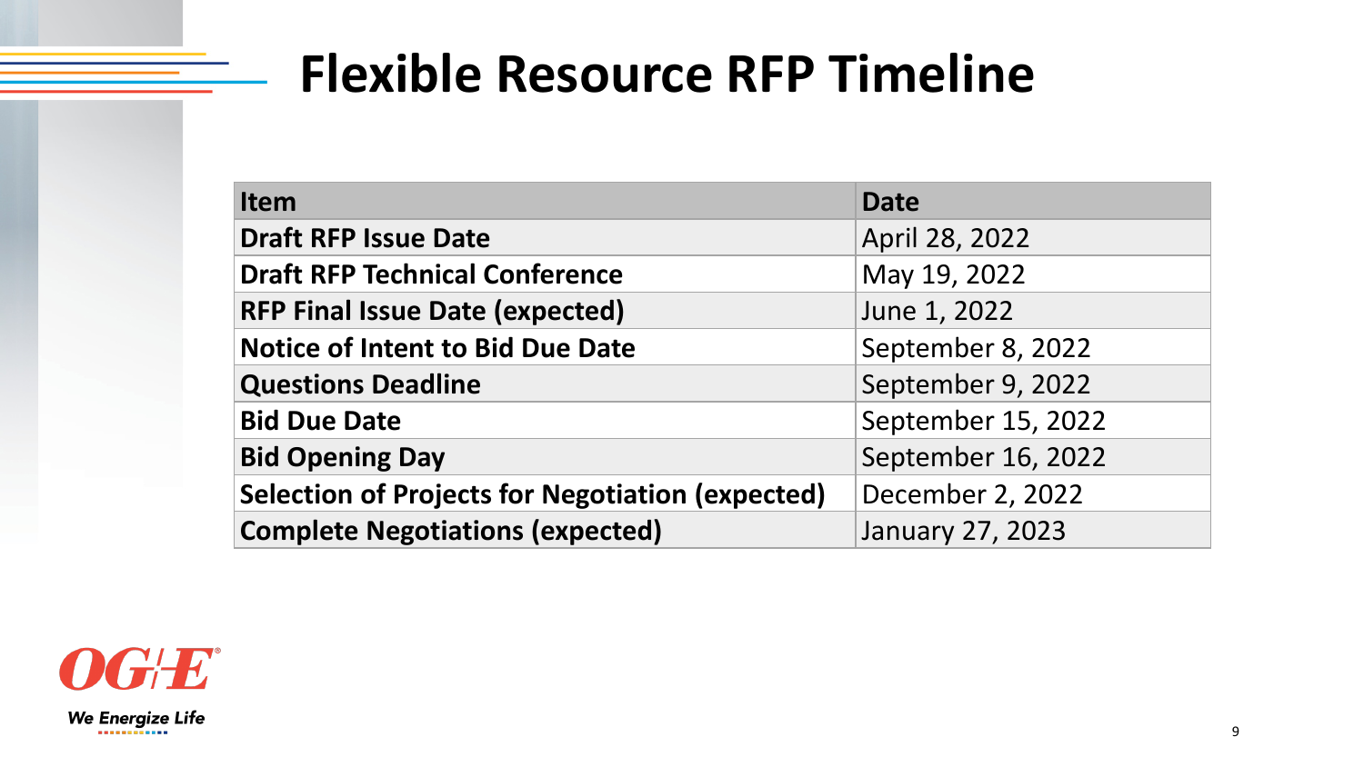# Flexible Resource RFP Timeline

| Item | Date |
| --- | --- |
| **Draft RFP Issue Date** | April 28, 2022 |
| **Draft RFP Technical Conference** | May 19, 2022 |
| **RFP Final Issue Date (expected)** | June 1, 2022 |
| **Notice of Intent to Bid Due Date** | September 8, 2022 |
| **Questions Deadline** | September 9, 2022 |
| **Bid Due Date** | September 15, 2022 |
| **Bid Opening Day** | September 16, 2022 |
| **Selection of Projects for Negotiation (expected)** | December 2, 2022 |
| **Complete Negotiations (expected)** | January 27, 2023 |

OG&E®

*We Energize Life*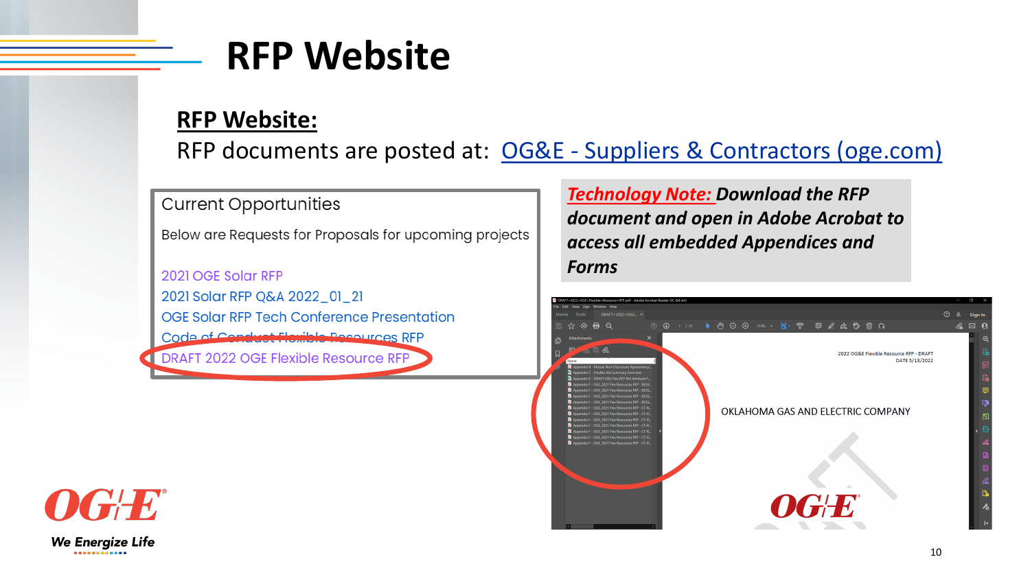# RFP Website

**RFP Website:**

RFP documents are posted at: [OG&E - Suppliers & Contractors (oge.com)](https://oge.com)

Current Opportunities

Below are Requests for Proposals for upcoming projects

- 2021 OGE Solar RFP
- 2021 Solar RFP Q&A 2022_01_21
- OGE Solar RFP Tech Conference Presentation
- Code of Conduct Flexible Resources RFP
- DRAFT 2022 OGE Flexible Resource RFP

***Technology Note:*** ***Download the RFP document and open in Adobe Acrobat to access all embedded Appendices and Forms***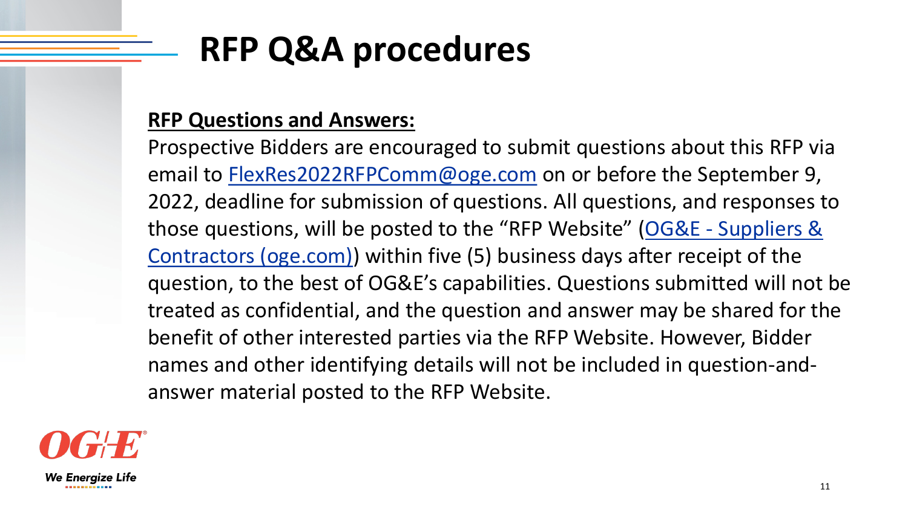# RFP Q&A procedures

**RFP Questions and Answers:**

Prospective Bidders are encouraged to submit questions about this RFP via email to FlexRes2022RFPComm@oge.com on or before the September 9, 2022, deadline for submission of questions. All questions, and responses to those questions, will be posted to the "RFP Website" (OG&E - Suppliers & Contractors (oge.com)) within five (5) business days after receipt of the question, to the best of OG&E's capabilities. Questions submitted will not be treated as confidential, and the question and answer may be shared for the benefit of other interested parties via the RFP Website. However, Bidder names and other identifying details will not be included in question-and-answer material posted to the RFP Website.

OG&E

We Energize Life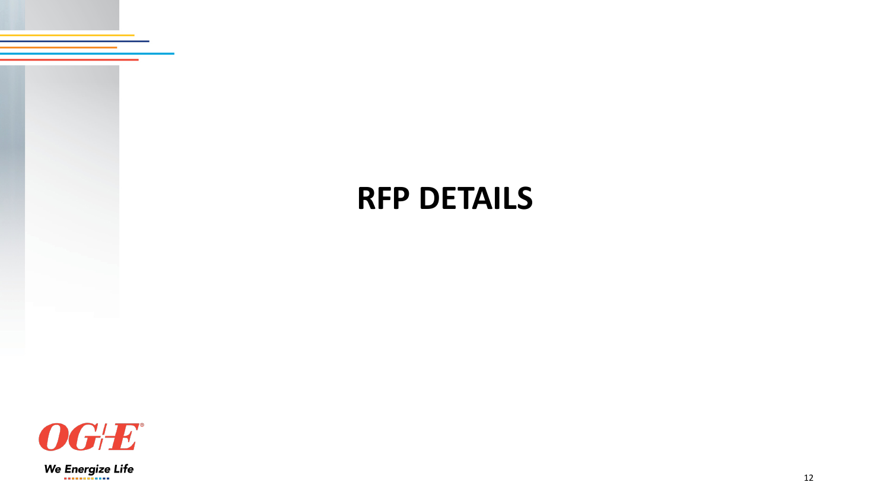# RFP DETAILS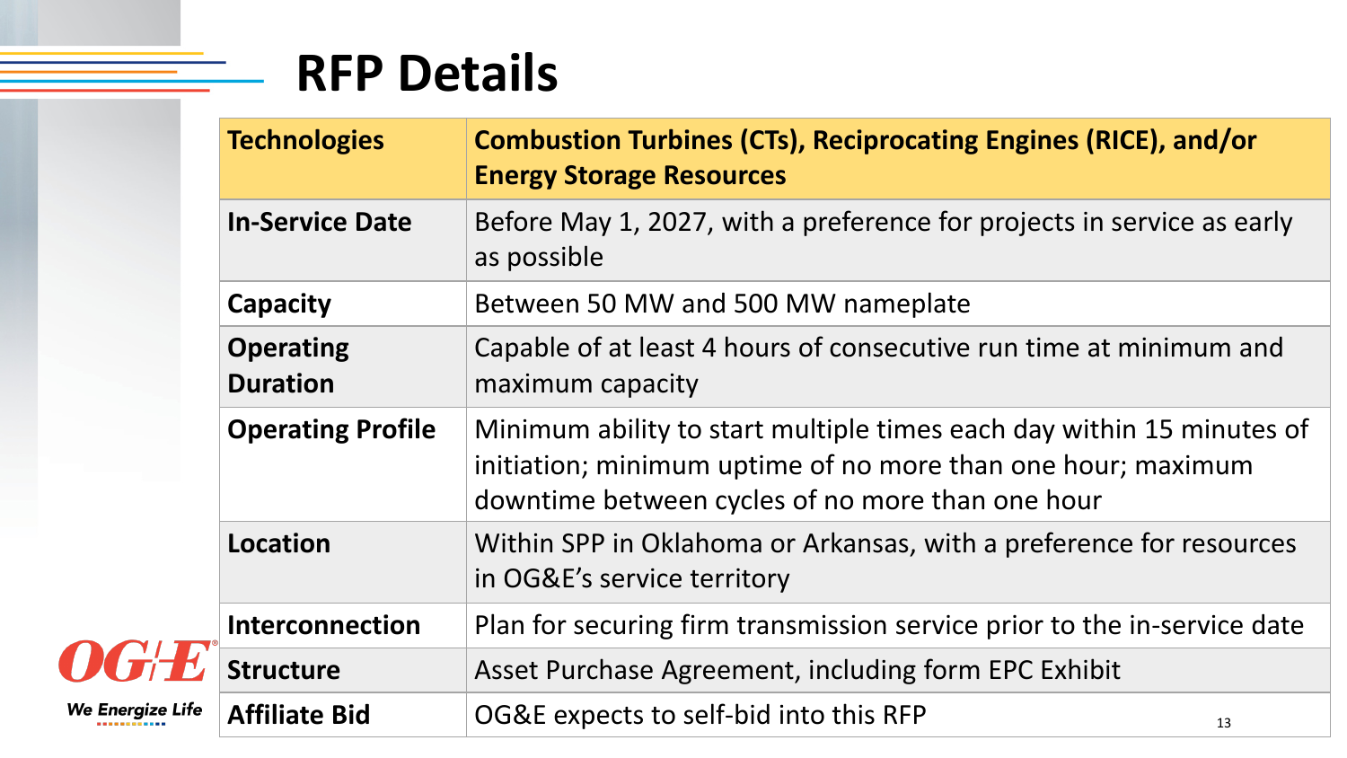# RFP Details

| Technologies | Combustion Turbines (CTs), Reciprocating Engines (RICE), and/or Energy Storage Resources |
|---|---|
| In-Service Date | Before May 1, 2027, with a preference for projects in service as early as possible |
| Capacity | Between 50 MW and 500 MW nameplate |
| Operating Duration | Capable of at least 4 hours of consecutive run time at minimum and maximum capacity |
| Operating Profile | Minimum ability to start multiple times each day within 15 minutes of initiation; minimum uptime of no more than one hour; maximum downtime between cycles of no more than one hour |
| Location | Within SPP in Oklahoma or Arkansas, with a preference for resources in OG&E's service territory |
| Interconnection | Plan for securing firm transmission service prior to the in-service date |
| Structure | Asset Purchase Agreement, including form EPC Exhibit |
| Affiliate Bid | OG&E expects to self-bid into this RFP |

OG&E

We Energize Life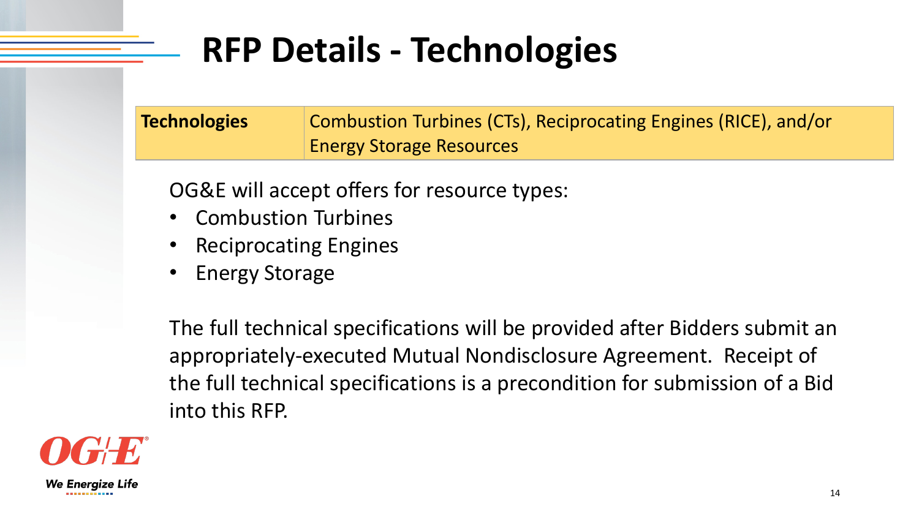# RFP Details - Technologies

| Technologies | Combustion Turbines (CTs), Reciprocating Engines (RICE), and/or Energy Storage Resources |
|---|---|

OG&E will accept offers for resource types:

- Combustion Turbines
- Reciprocating Engines
- Energy Storage

The full technical specifications will be provided after Bidders submit an appropriately-executed Mutual Nondisclosure Agreement. Receipt of the full technical specifications is a precondition for submission of a Bid into this RFP.

OG&E

We Energize Life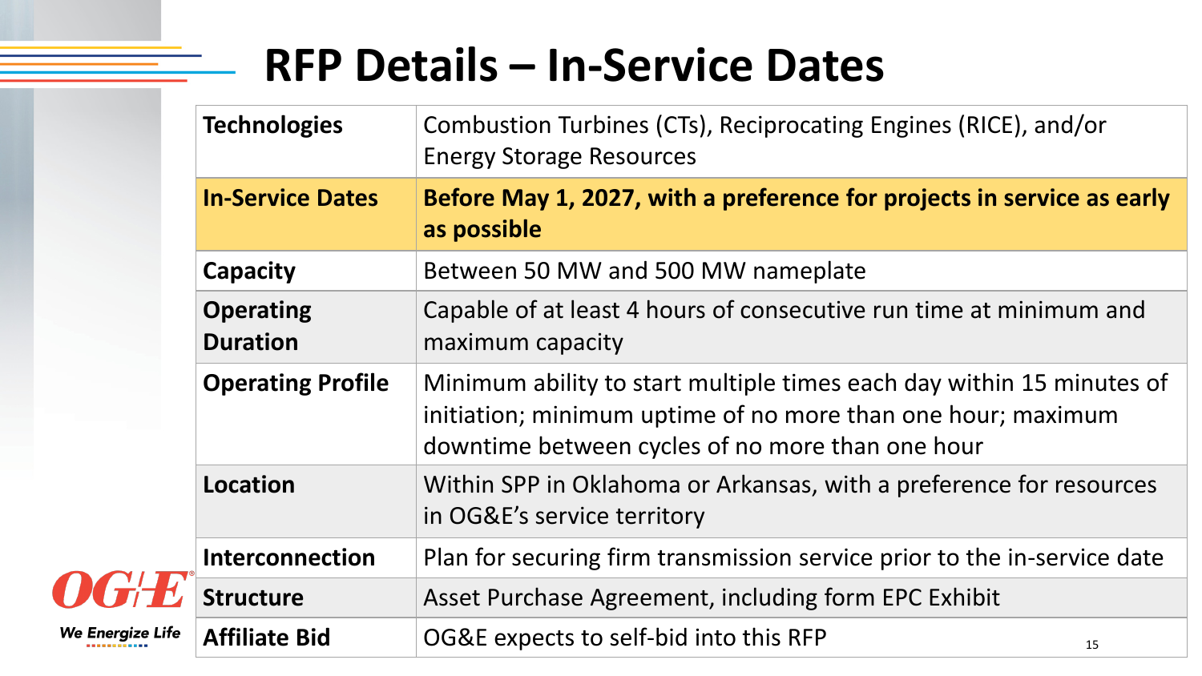# RFP Details – In-Service Dates

| | |
|---|---|
| **Technologies** | Combustion Turbines (CTs), Reciprocating Engines (RICE), and/or Energy Storage Resources |
| **In-Service Dates** | **Before May 1, 2027, with a preference for projects in service as early as possible** |
| **Capacity** | Between 50 MW and 500 MW nameplate |
| **Operating Duration** | Capable of at least 4 hours of consecutive run time at minimum and maximum capacity |
| **Operating Profile** | Minimum ability to start multiple times each day within 15 minutes of initiation; minimum uptime of no more than one hour; maximum downtime between cycles of no more than one hour |
| **Location** | Within SPP in Oklahoma or Arkansas, with a preference for resources in OG&E's service territory |
| **Interconnection** | Plan for securing firm transmission service prior to the in-service date |
| **Structure** | Asset Purchase Agreement, including form EPC Exhibit |
| **Affiliate Bid** | OG&E expects to self-bid into this RFP |

OG+E
We Energize Life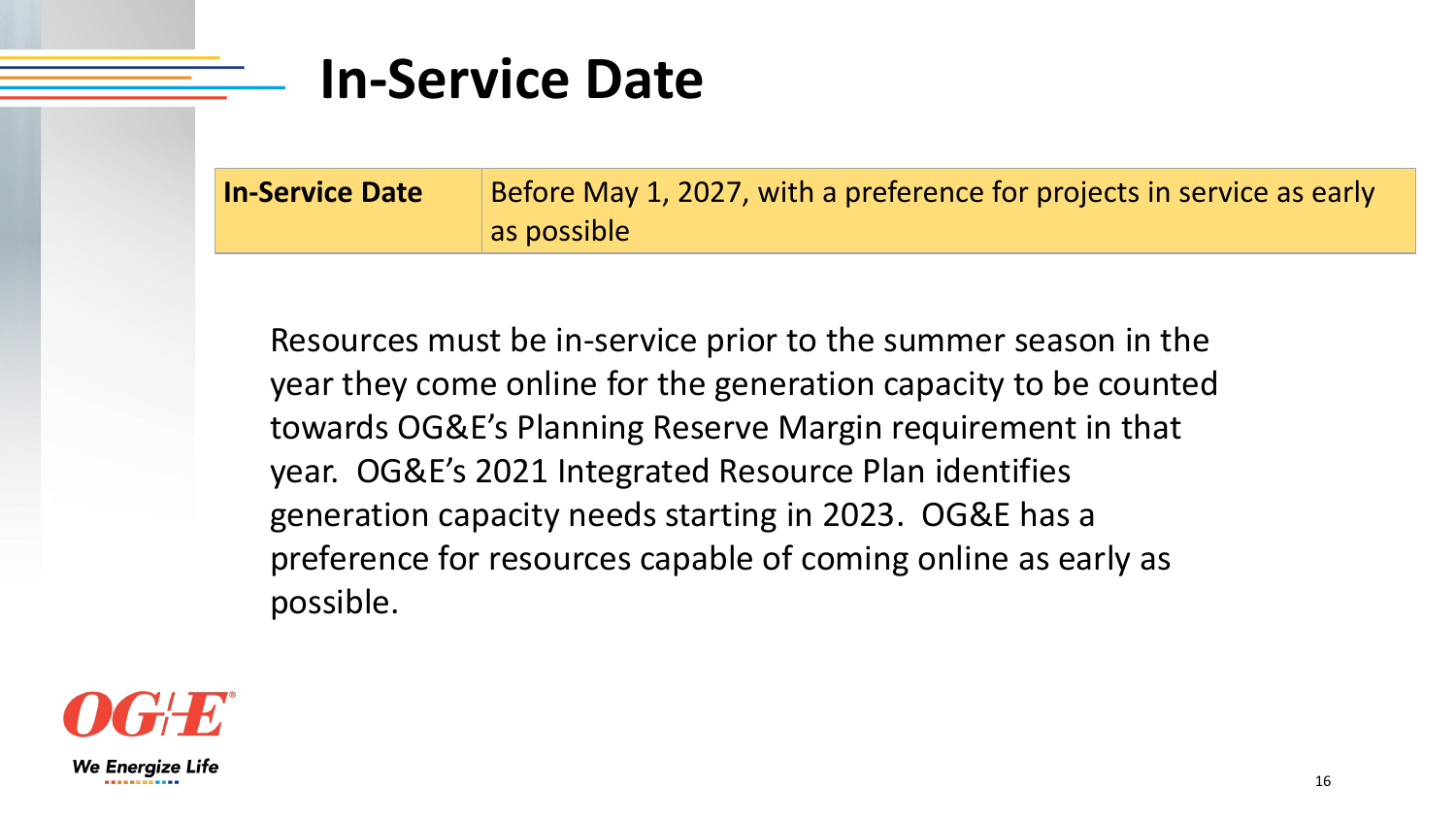# In-Service Date

| In-Service Date | Before May 1, 2027, with a preference for projects in service as early as possible |
|---|---|

Resources must be in-service prior to the summer season in the year they come online for the generation capacity to be counted towards OG&E's Planning Reserve Margin requirement in that year. OG&E's 2021 Integrated Resource Plan identifies generation capacity needs starting in 2023. OG&E has a preference for resources capable of coming online as early as possible.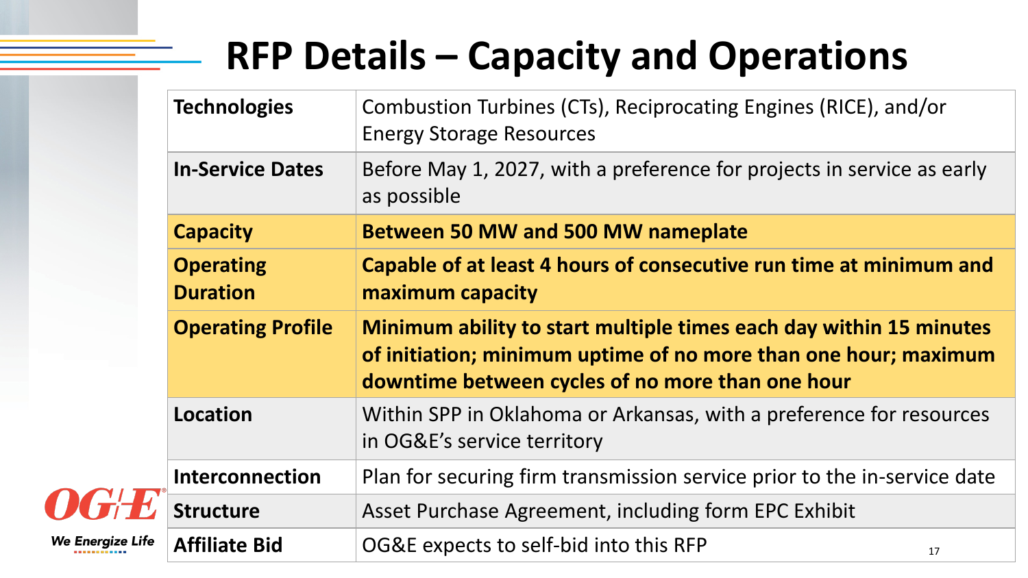# RFP Details – Capacity and Operations

| | |
|---|---|
| **Technologies** | Combustion Turbines (CTs), Reciprocating Engines (RICE), and/or Energy Storage Resources |
| **In-Service Dates** | Before May 1, 2027, with a preference for projects in service as early as possible |
| **Capacity** | **Between 50 MW and 500 MW nameplate** |
| **Operating Duration** | **Capable of at least 4 hours of consecutive run time at minimum and maximum capacity** |
| **Operating Profile** | **Minimum ability to start multiple times each day within 15 minutes of initiation; minimum uptime of no more than one hour; maximum downtime between cycles of no more than one hour** |
| **Location** | Within SPP in Oklahoma or Arkansas, with a preference for resources in OG&E's service territory |
| **Interconnection** | Plan for securing firm transmission service prior to the in-service date |
| **Structure** | Asset Purchase Agreement, including form EPC Exhibit |
| **Affiliate Bid** | OG&E expects to self-bid into this RFP |

OG&E®

*We Energize Life*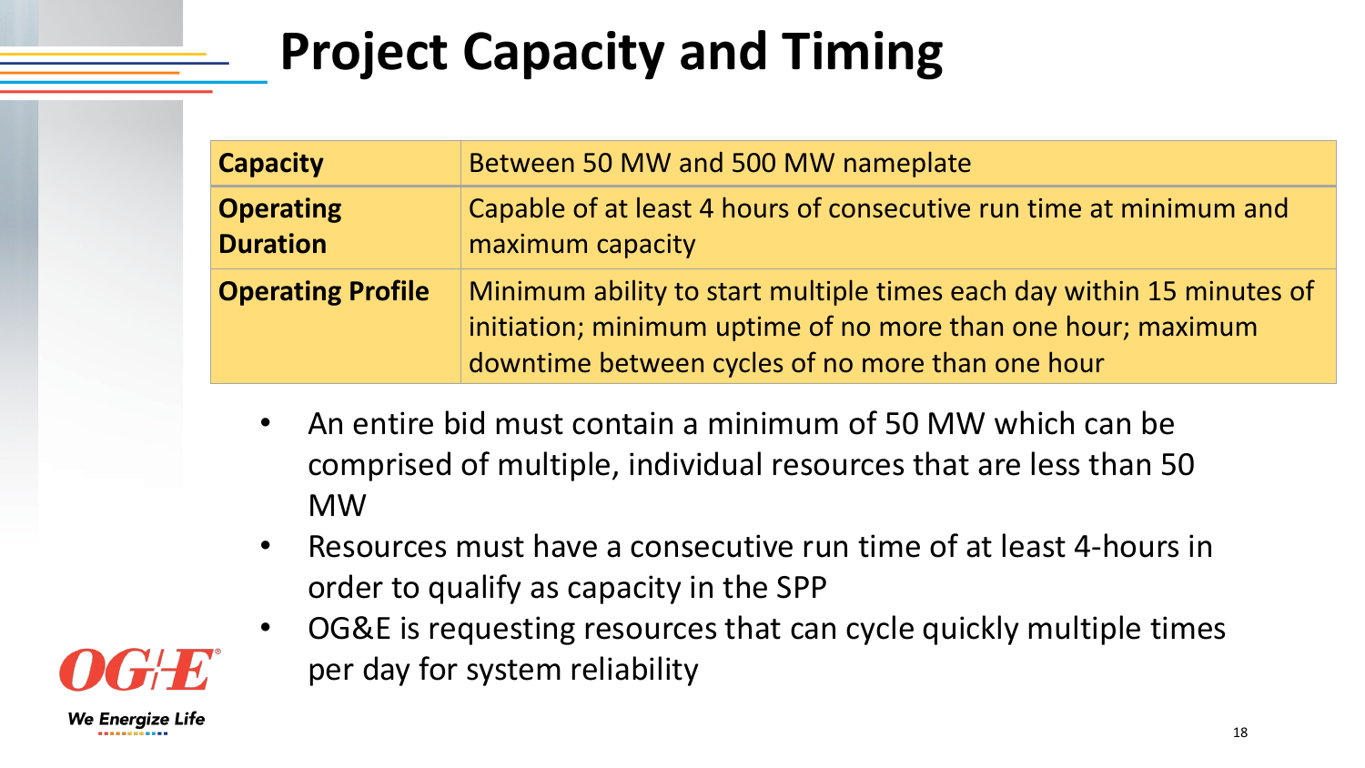# Project Capacity and Timing

| | |
|---|---|
| **Capacity** | Between 50 MW and 500 MW nameplate |
| **Operating Duration** | Capable of at least 4 hours of consecutive run time at minimum and maximum capacity |
| **Operating Profile** | Minimum ability to start multiple times each day within 15 minutes of initiation; minimum uptime of no more than one hour; maximum downtime between cycles of no more than one hour |

- An entire bid must contain a minimum of 50 MW which can be comprised of multiple, individual resources that are less than 50 MW
- Resources must have a consecutive run time of at least 4-hours in order to qualify as capacity in the SPP
- OG&E is requesting resources that can cycle quickly multiple times per day for system reliability

OG&E
We Energize Life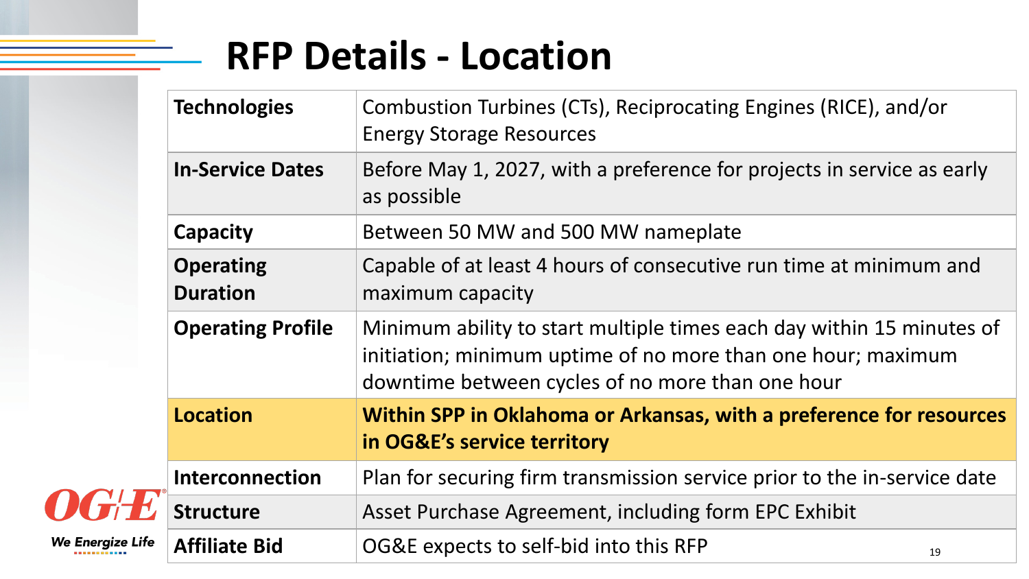# RFP Details - Location

| | |
|---|---|
| **Technologies** | Combustion Turbines (CTs), Reciprocating Engines (RICE), and/or Energy Storage Resources |
| **In-Service Dates** | Before May 1, 2027, with a preference for projects in service as early as possible |
| **Capacity** | Between 50 MW and 500 MW nameplate |
| **Operating Duration** | Capable of at least 4 hours of consecutive run time at minimum and maximum capacity |
| **Operating Profile** | Minimum ability to start multiple times each day within 15 minutes of initiation; minimum uptime of no more than one hour; maximum downtime between cycles of no more than one hour |
| **Location** | **Within SPP in Oklahoma or Arkansas, with a preference for resources in OG&E's service territory** |
| **Interconnection** | Plan for securing firm transmission service prior to the in-service date |
| **Structure** | Asset Purchase Agreement, including form EPC Exhibit |
| **Affiliate Bid** | OG&E expects to self-bid into this RFP |

OG&E

*We Energize Life*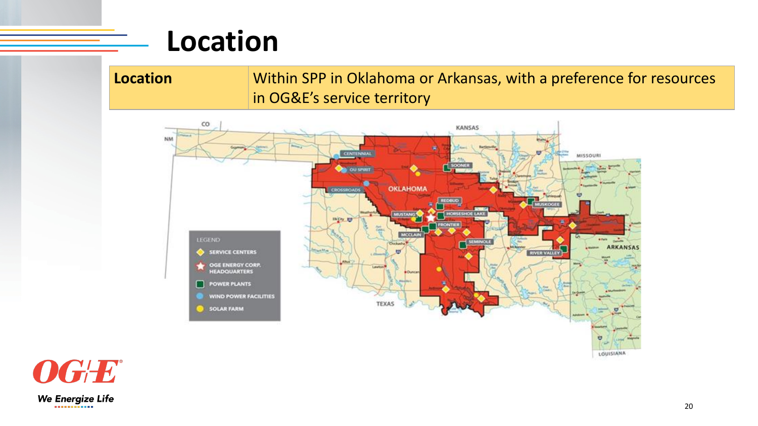# Location

| Location | Within SPP in Oklahoma or Arkansas, with a preference for resources in OG&E's service territory |
| --- | --- |

LEGEND
- SERVICE CENTERS
- OGE ENERGY CORP. HEADQUARTERS
- POWER PLANTS
- WIND POWER FACILITIES
- SOLAR FARM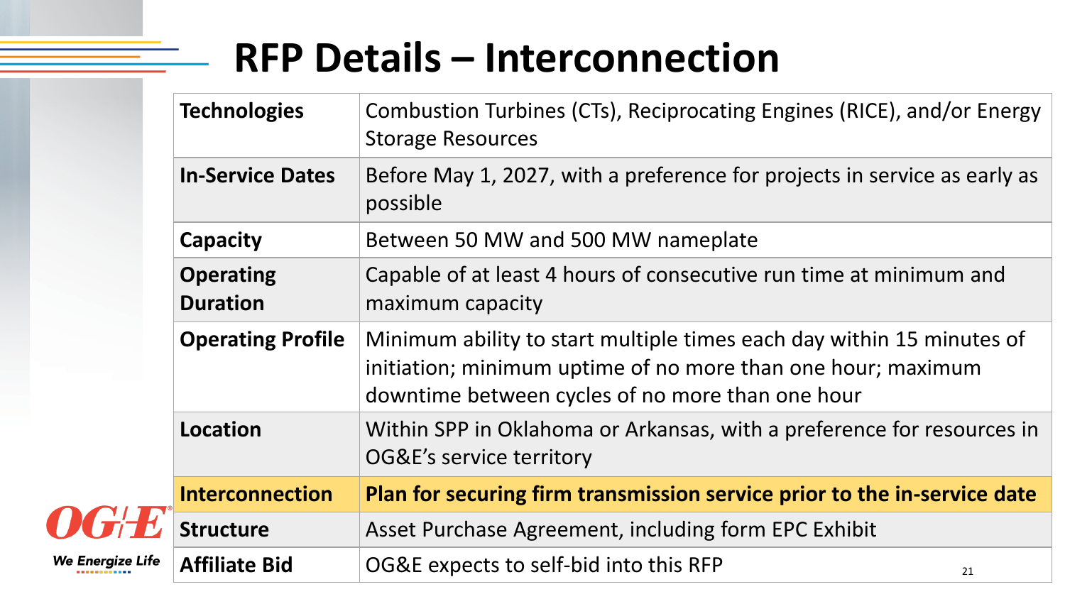# RFP Details – Interconnection

| | |
|---|---|
| **Technologies** | Combustion Turbines (CTs), Reciprocating Engines (RICE), and/or Energy Storage Resources |
| **In-Service Dates** | Before May 1, 2027, with a preference for projects in service as early as possible |
| **Capacity** | Between 50 MW and 500 MW nameplate |
| **Operating Duration** | Capable of at least 4 hours of consecutive run time at minimum and maximum capacity |
| **Operating Profile** | Minimum ability to start multiple times each day within 15 minutes of initiation; minimum uptime of no more than one hour; maximum downtime between cycles of no more than one hour |
| **Location** | Within SPP in Oklahoma or Arkansas, with a preference for resources in OG&E's service territory |
| **Interconnection** | **Plan for securing firm transmission service prior to the in-service date** |
| **Structure** | Asset Purchase Agreement, including form EPC Exhibit |
| **Affiliate Bid** | OG&E expects to self-bid into this RFP |

OG&E
We Energize Life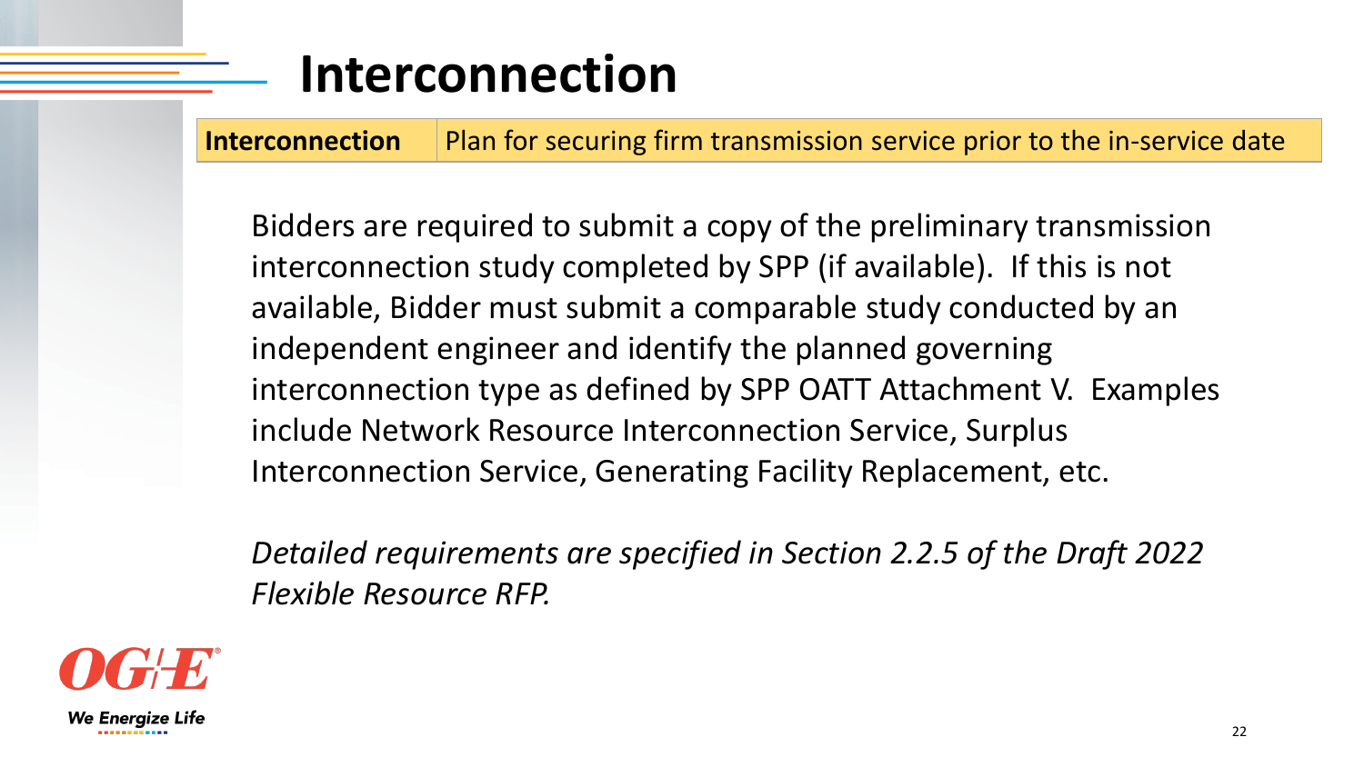# Interconnection

| Interconnection | Plan for securing firm transmission service prior to the in-service date |
| --- | --- |

Bidders are required to submit a copy of the preliminary transmission interconnection study completed by SPP (if available). If this is not available, Bidder must submit a comparable study conducted by an independent engineer and identify the planned governing interconnection type as defined by SPP OATT Attachment V. Examples include Network Resource Interconnection Service, Surplus Interconnection Service, Generating Facility Replacement, etc.

*Detailed requirements are specified in Section 2.2.5 of the Draft 2022 Flexible Resource RFP.*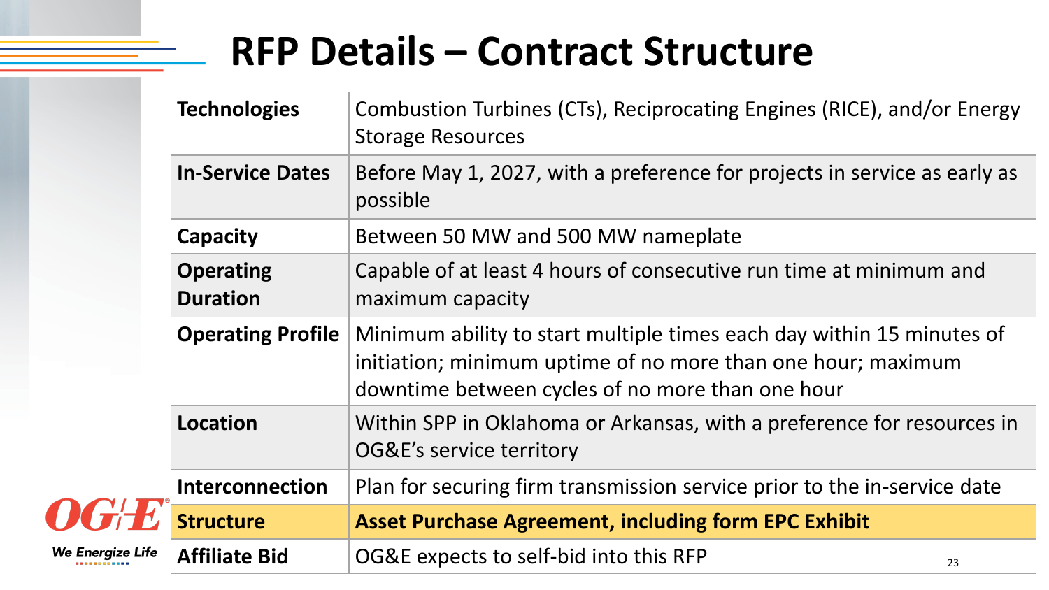# RFP Details – Contract Structure

| | |
|---|---|
| **Technologies** | Combustion Turbines (CTs), Reciprocating Engines (RICE), and/or Energy Storage Resources |
| **In-Service Dates** | Before May 1, 2027, with a preference for projects in service as early as possible |
| **Capacity** | Between 50 MW and 500 MW nameplate |
| **Operating Duration** | Capable of at least 4 hours of consecutive run time at minimum and maximum capacity |
| **Operating Profile** | Minimum ability to start multiple times each day within 15 minutes of initiation; minimum uptime of no more than one hour; maximum downtime between cycles of no more than one hour |
| **Location** | Within SPP in Oklahoma or Arkansas, with a preference for resources in OG&E's service territory |
| **Interconnection** | Plan for securing firm transmission service prior to the in-service date |
| **Structure** | **Asset Purchase Agreement, including form EPC Exhibit** |
| **Affiliate Bid** | OG&E expects to self-bid into this RFP |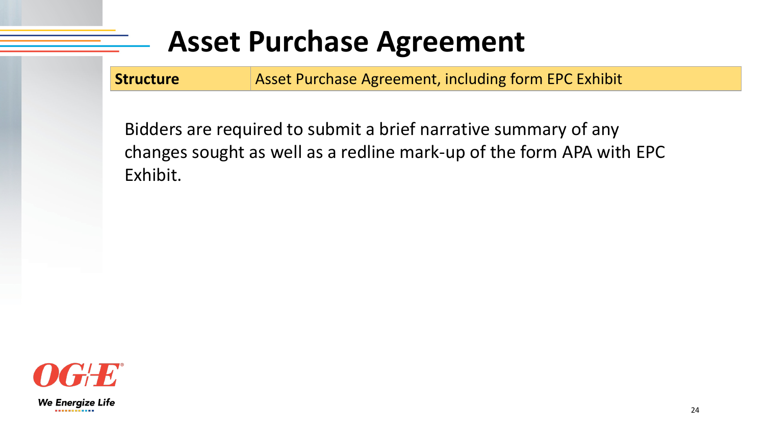# Asset Purchase Agreement

| **Structure** | Asset Purchase Agreement, including form EPC Exhibit |
| --- | --- |

Bidders are required to submit a brief narrative summary of any changes sought as well as a redline mark-up of the form APA with EPC Exhibit.

OG+E
We Energize Life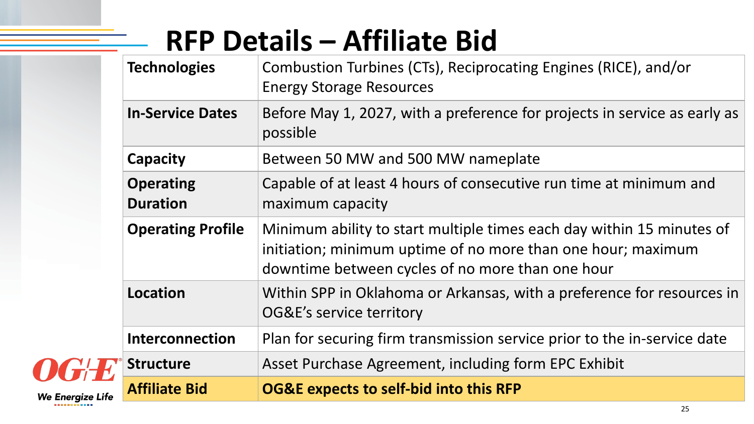# RFP Details – Affiliate Bid

| | |
|---|---|
| **Technologies** | Combustion Turbines (CTs), Reciprocating Engines (RICE), and/or Energy Storage Resources |
| **In-Service Dates** | Before May 1, 2027, with a preference for projects in service as early as possible |
| **Capacity** | Between 50 MW and 500 MW nameplate |
| **Operating Duration** | Capable of at least 4 hours of consecutive run time at minimum and maximum capacity |
| **Operating Profile** | Minimum ability to start multiple times each day within 15 minutes of initiation; minimum uptime of no more than one hour; maximum downtime between cycles of no more than one hour |
| **Location** | Within SPP in Oklahoma or Arkansas, with a preference for resources in OG&E's service territory |
| **Interconnection** | Plan for securing firm transmission service prior to the in-service date |
| **Structure** | Asset Purchase Agreement, including form EPC Exhibit |
| **Affiliate Bid** | **OG&E expects to self-bid into this RFP** |

OG&E
We Energize Life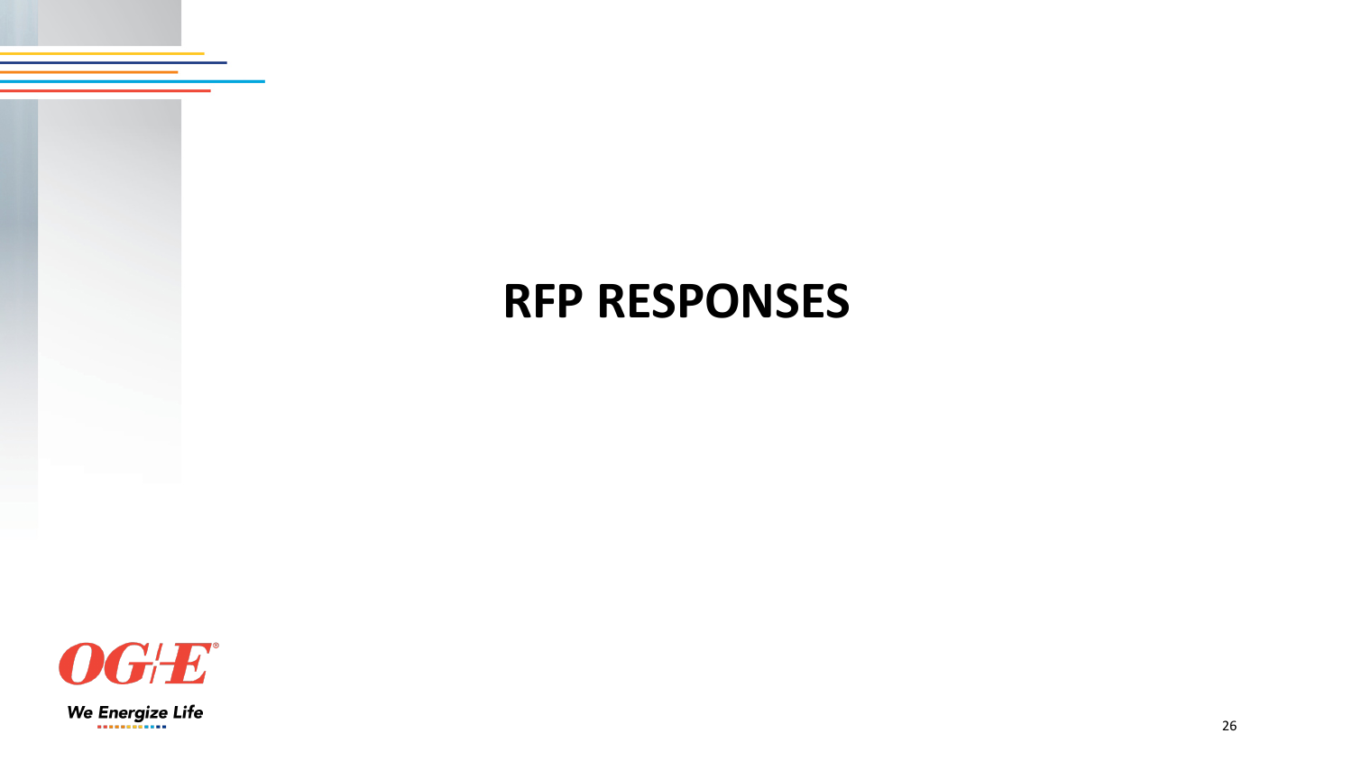# RFP RESPONSES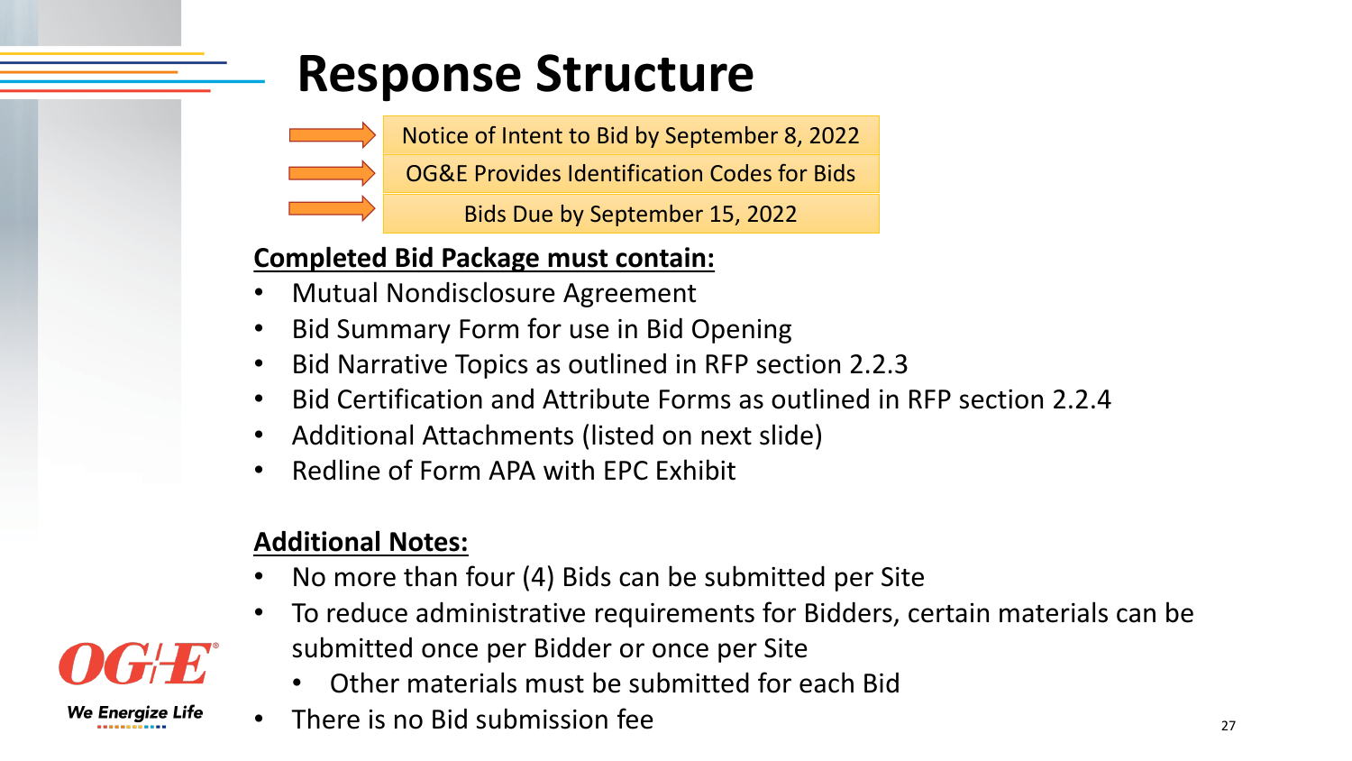# Response Structure

- Notice of Intent to Bid by September 8, 2022
- OG&E Provides Identification Codes for Bids
- Bids Due by September 15, 2022

**Completed Bid Package must contain:**

- Mutual Nondisclosure Agreement
- Bid Summary Form for use in Bid Opening
- Bid Narrative Topics as outlined in RFP section 2.2.3
- Bid Certification and Attribute Forms as outlined in RFP section 2.2.4
- Additional Attachments (listed on next slide)
- Redline of Form APA with EPC Exhibit

**Additional Notes:**

- No more than four (4) Bids can be submitted per Site
- To reduce administrative requirements for Bidders, certain materials can be submitted once per Bidder or once per Site
  - Other materials must be submitted for each Bid
- There is no Bid submission fee

OG&E

We Energize Life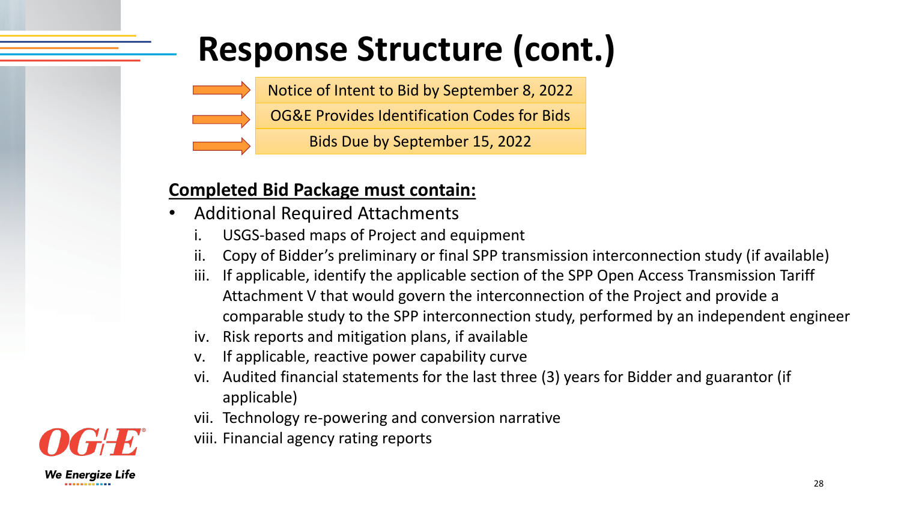# Response Structure (cont.)

- Notice of Intent to Bid by September 8, 2022
- OG&E Provides Identification Codes for Bids
- Bids Due by September 15, 2022

**Completed Bid Package must contain:**

- Additional Required Attachments
    i. USGS-based maps of Project and equipment
    ii. Copy of Bidder's preliminary or final SPP transmission interconnection study (if available)
    iii. If applicable, identify the applicable section of the SPP Open Access Transmission Tariff Attachment V that would govern the interconnection of the Project and provide a comparable study to the SPP interconnection study, performed by an independent engineer
    iv. Risk reports and mitigation plans, if available
    v. If applicable, reactive power capability curve
    vi. Audited financial statements for the last three (3) years for Bidder and guarantor (if applicable)
    vii. Technology re-powering and conversion narrative
    viii. Financial agency rating reports

OG&E

We Energize Life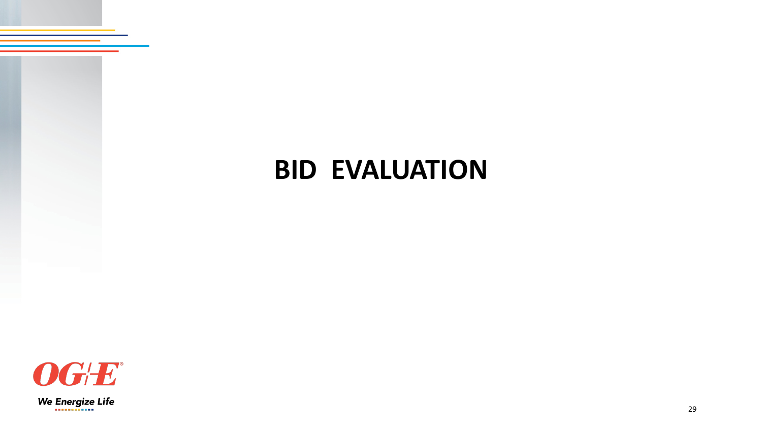# BID EVALUATION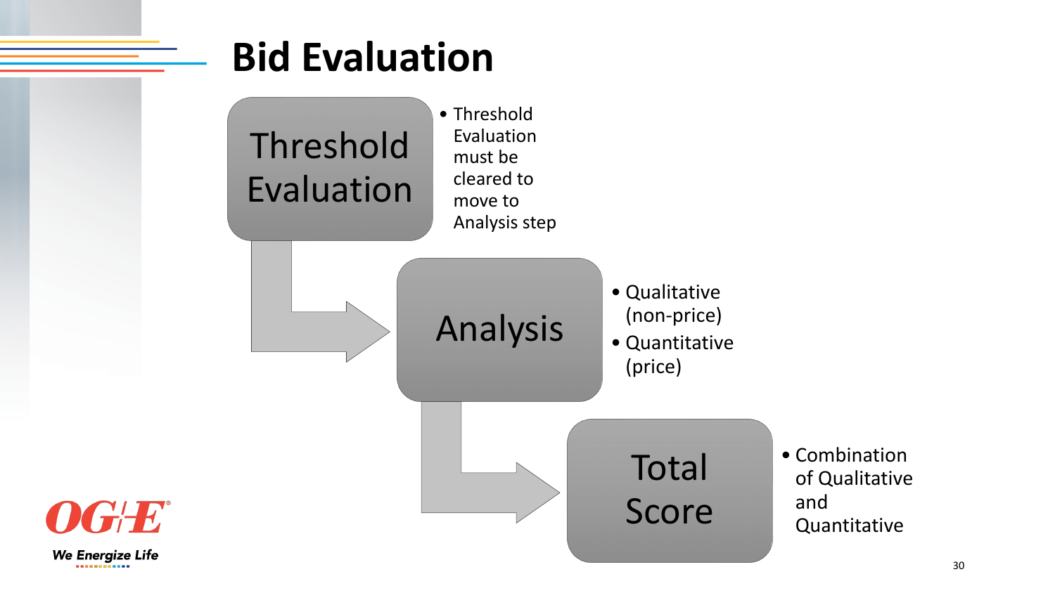# Bid Evaluation

**Threshold Evaluation**

- Threshold Evaluation must be cleared to move to Analysis step

**Analysis**

- Qualitative (non-price)
- Quantitative (price)

**Total Score**

- Combination of Qualitative and Quantitative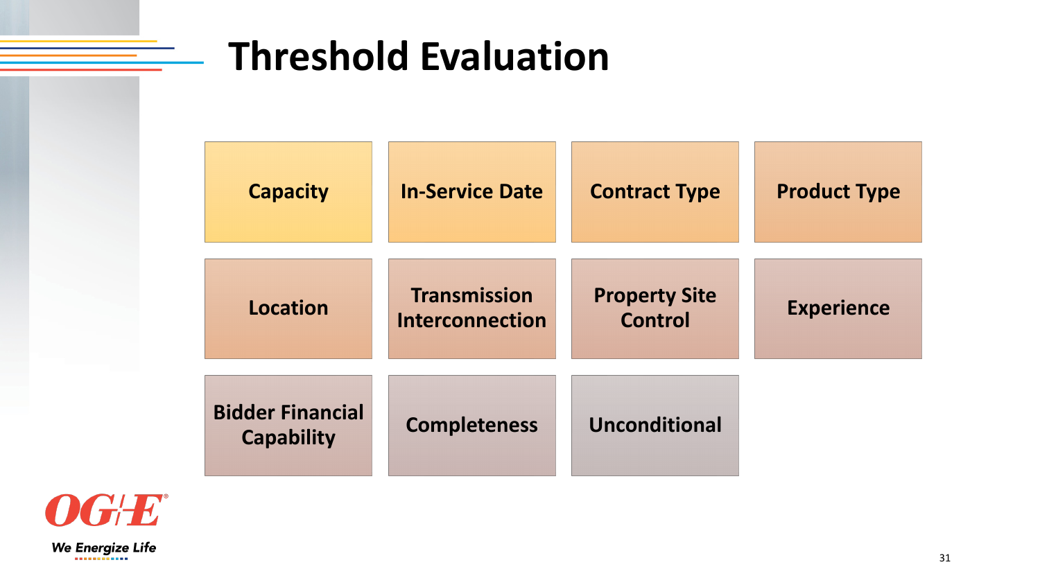# Threshold Evaluation

- Capacity
- In-Service Date
- Contract Type
- Product Type
- Location
- Transmission Interconnection
- Property Site Control
- Experience
- Bidder Financial Capability
- Completeness
- Unconditional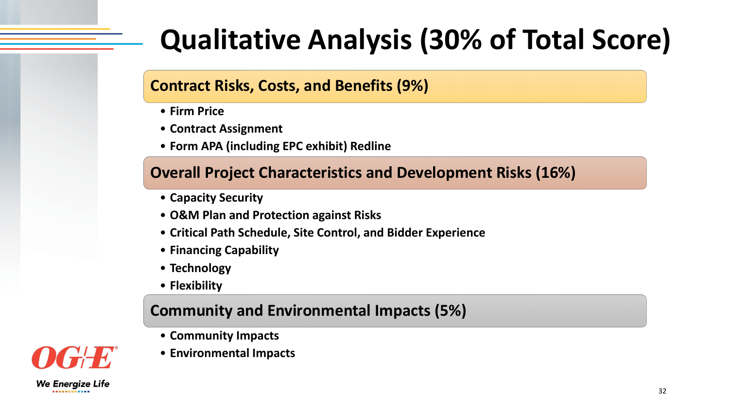# Qualitative Analysis (30% of Total Score)

## Contract Risks, Costs, and Benefits (9%)

- **Firm Price**
- **Contract Assignment**
- **Form APA (including EPC exhibit) Redline**

## Overall Project Characteristics and Development Risks (16%)

- **Capacity Security**
- **O&M Plan and Protection against Risks**
- **Critical Path Schedule, Site Control, and Bidder Experience**
- **Financing Capability**
- **Technology**
- **Flexibility**

## Community and Environmental Impacts (5%)

- **Community Impacts**
- **Environmental Impacts**

OG&E

*We Energize Life*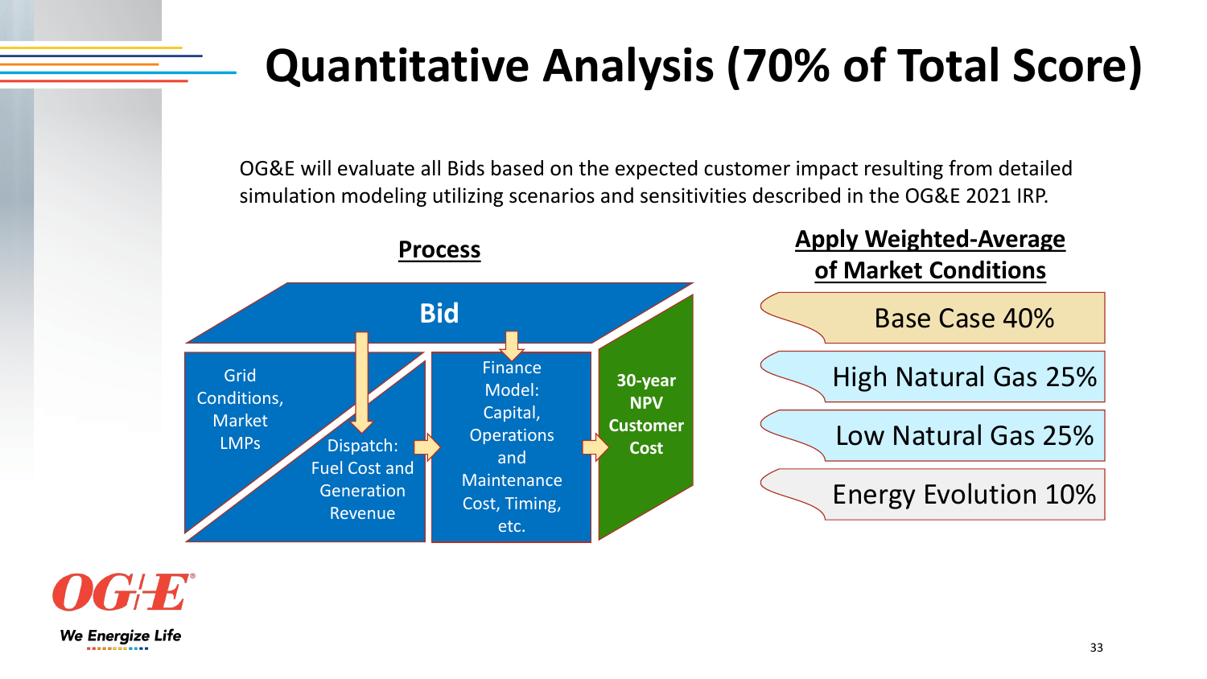# Quantitative Analysis (70% of Total Score)

OG&E will evaluate all Bids based on the expected customer impact resulting from detailed simulation modeling utilizing scenarios and sensitivities described in the OG&E 2021 IRP.

**Process**

**Bid**

Grid Conditions, Market LMPs

Dispatch: Fuel Cost and Generation Revenue

Finance Model: Capital, Operations and Maintenance Cost, Timing, etc.

**30-year NPV Customer Cost**

**Apply Weighted-Average of Market Conditions**

- Base Case 40%
- High Natural Gas 25%
- Low Natural Gas 25%
- Energy Evolution 10%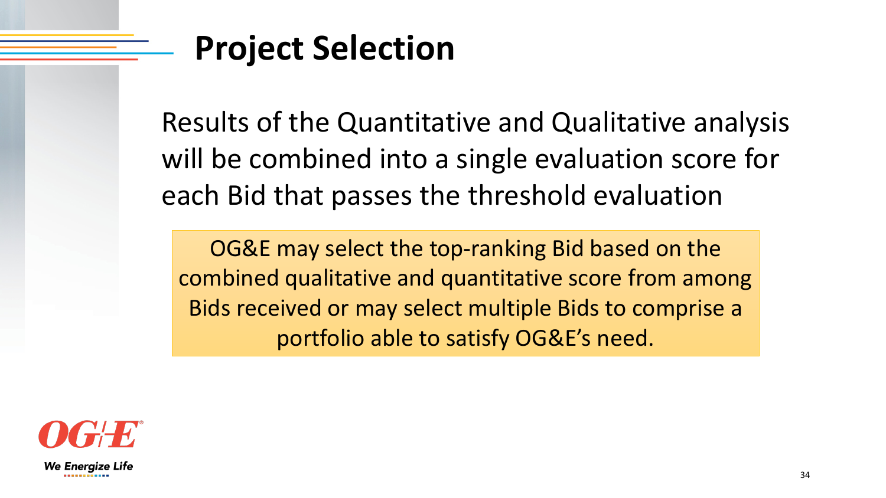# Project Selection

Results of the Quantitative and Qualitative analysis will be combined into a single evaluation score for each Bid that passes the threshold evaluation

OG&E may select the top-ranking Bid based on the combined qualitative and quantitative score from among Bids received or may select multiple Bids to comprise a portfolio able to satisfy OG&E's need.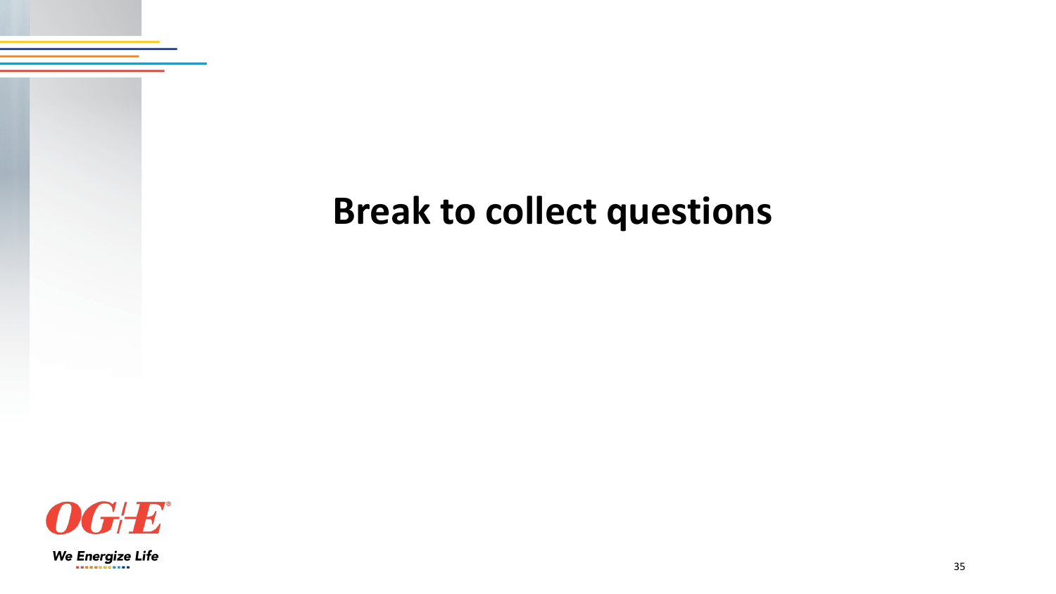# Break to collect questions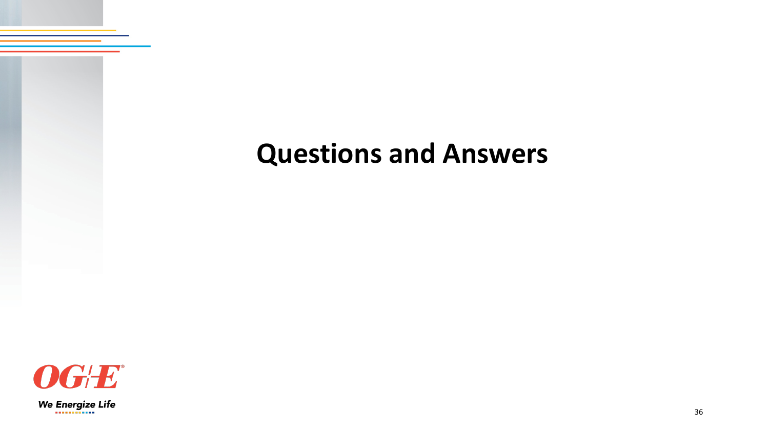# Questions and Answers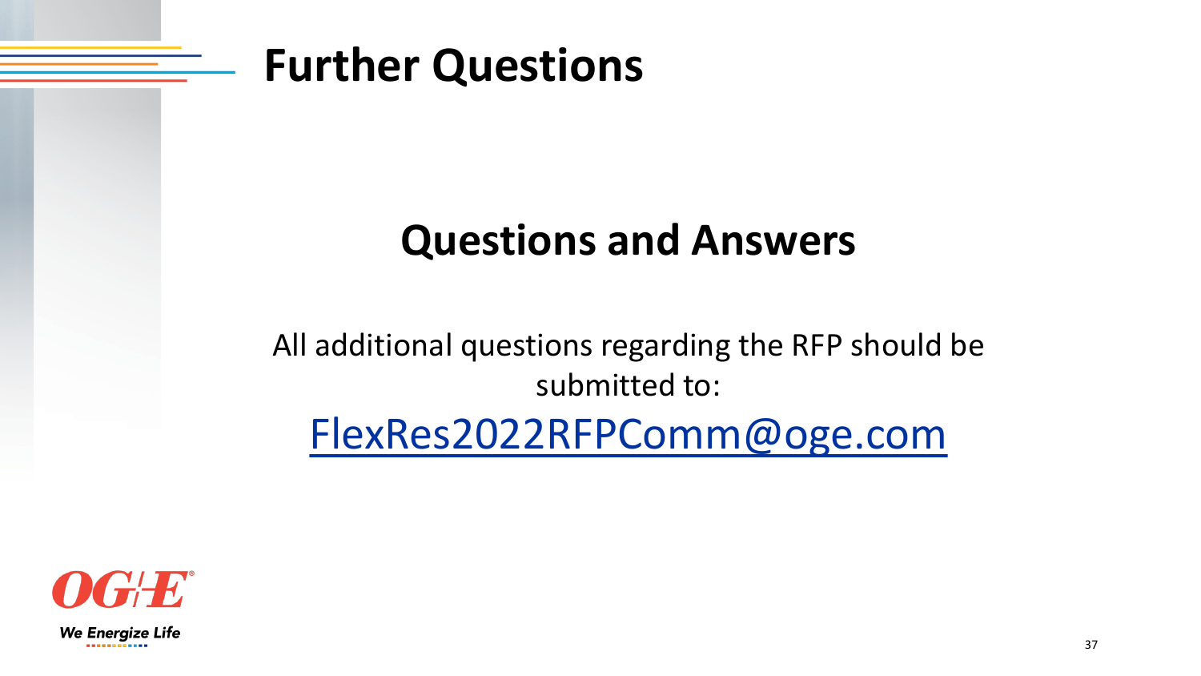# Further Questions

## Questions and Answers

All additional questions regarding the RFP should be submitted to:

FlexRes2022RFPComm@oge.com

OG+E

We Energize Life